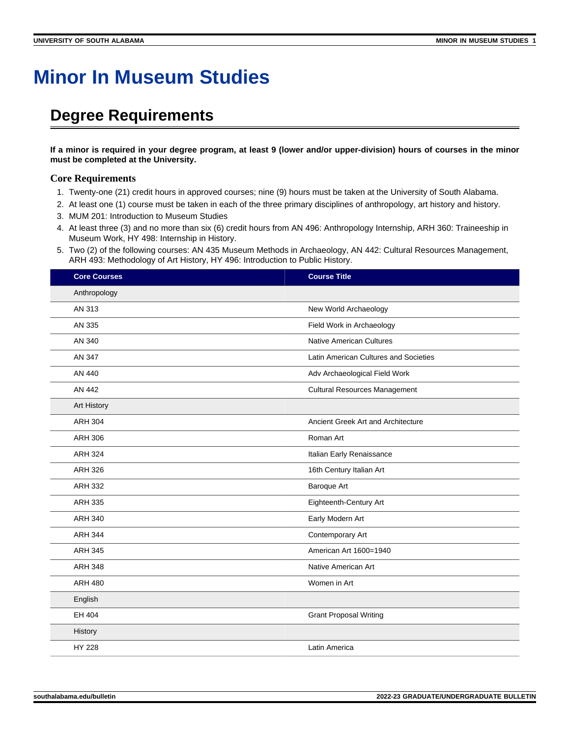# Minor In Museum Studies

## Degree Requirements

**If a minor is required in your degree program, at least 9 (lower and/or upper-division) hours of courses in the minor must be completed at the University.**

### Core Requirements

1. Twenty-one (21) credit hours in approved courses; nine (9) hours must be taken at the University of South Alabama.
2. At least one (1) course must be taken in each of the three primary disciplines of anthropology, art history and history.
3. MUM 201: Introduction to Museum Studies
4. At least three (3) and no more than six (6) credit hours from AN 496: Anthropology Internship, ARH 360: Traineeship in Museum Work, HY 498: Internship in History.
5. Two (2) of the following courses: AN 435 Museum Methods in Archaeology, AN 442: Cultural Resources Management, ARH 493: Methodology of Art History, HY 496: Introduction to Public History.

| Core Courses | Course Title |
|---|---|
| Anthropology | |
| AN 313 | New World Archaeology |
| AN 335 | Field Work in Archaeology |
| AN 340 | Native American Cultures |
| AN 347 | Latin American Cultures and Societies |
| AN 440 | Adv Archaeological Field Work |
| AN 442 | Cultural Resources Management |
| Art History | |
| ARH 304 | Ancient Greek Art and Architecture |
| ARH 306 | Roman Art |
| ARH 324 | Italian Early Renaissance |
| ARH 326 | 16th Century Italian Art |
| ARH 332 | Baroque Art |
| ARH 335 | Eighteenth-Century Art |
| ARH 340 | Early Modern Art |
| ARH 344 | Contemporary Art |
| ARH 345 | American Art 1600=1940 |
| ARH 348 | Native American Art |
| ARH 480 | Women in Art |
| English | |
| EH 404 | Grant Proposal Writing |
| History | |
| HY 228 | Latin America |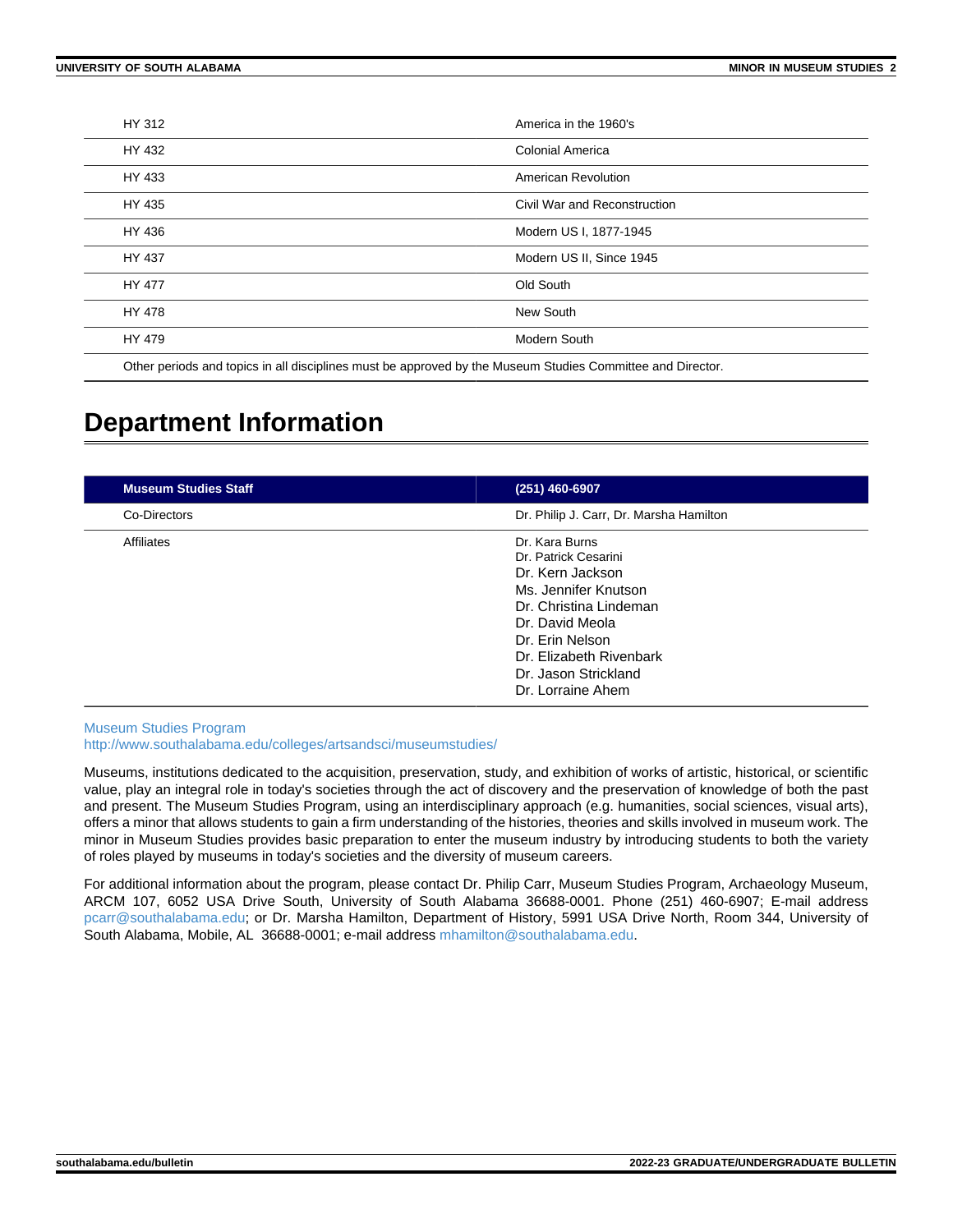| | |
|---|---|
| HY 312 | America in the 1960's |
| HY 432 | Colonial America |
| HY 433 | American Revolution |
| HY 435 | Civil War and Reconstruction |
| HY 436 | Modern US I, 1877-1945 |
| HY 437 | Modern US II, Since 1945 |
| HY 477 | Old South |
| HY 478 | New South |
| HY 479 | Modern South |
| Other periods and topics in all disciplines must be approved by the Museum Studies Committee and Director. | |

# Department Information

| Museum Studies Staff | (251) 460-6907 |
|---|---|
| Co-Directors | Dr. Philip J. Carr, Dr. Marsha Hamilton |
| Affiliates | Dr. Kara Burns<br>Dr. Patrick Cesarini<br>Dr. Kern Jackson<br>Ms. Jennifer Knutson<br>Dr. Christina Lindeman<br>Dr. David Meola<br>Dr. Erin Nelson<br>Dr. Elizabeth Rivenbark<br>Dr. Jason Strickland<br>Dr. Lorraine Ahem |

Museum Studies Program
http://www.southalabama.edu/colleges/artsandsci/museumstudies/

Museums, institutions dedicated to the acquisition, preservation, study, and exhibition of works of artistic, historical, or scientific value, play an integral role in today's societies through the act of discovery and the preservation of knowledge of both the past and present. The Museum Studies Program, using an interdisciplinary approach (e.g. humanities, social sciences, visual arts), offers a minor that allows students to gain a firm understanding of the histories, theories and skills involved in museum work. The minor in Museum Studies provides basic preparation to enter the museum industry by introducing students to both the variety of roles played by museums in today's societies and the diversity of museum careers.

For additional information about the program, please contact Dr. Philip Carr, Museum Studies Program, Archaeology Museum, ARCM 107, 6052 USA Drive South, University of South Alabama 36688-0001. Phone (251) 460-6907; E-mail address pcarr@southalabama.edu; or Dr. Marsha Hamilton, Department of History, 5991 USA Drive North, Room 344, University of South Alabama, Mobile, AL 36688-0001; e-mail address mhamilton@southalabama.edu.